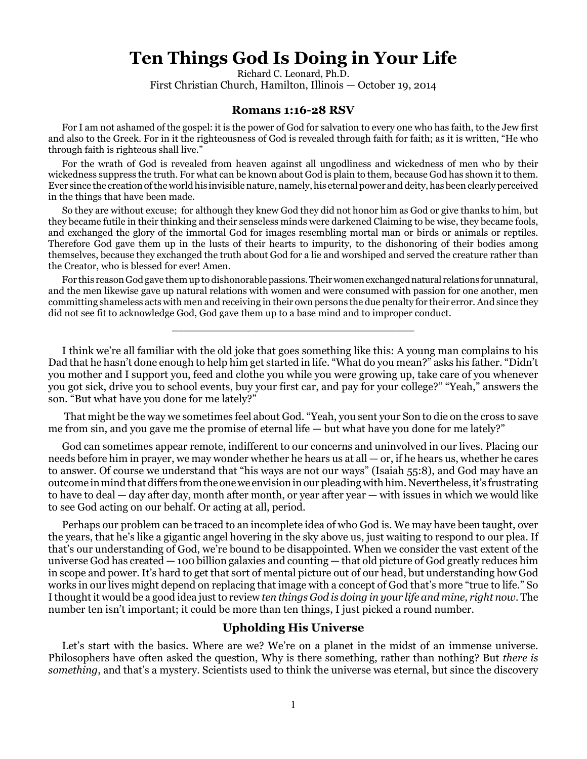# Ten Things God Is Doing in Your Life

Richard C. Leonard, Ph.D.
First Christian Church, Hamilton, Illinois — October 19, 2014

### Romans 1:16-28 RSV

For I am not ashamed of the gospel: it is the power of God for salvation to every one who has faith, to the Jew first and also to the Greek. For in it the righteousness of God is revealed through faith for faith; as it is written, "He who through faith is righteous shall live."

For the wrath of God is revealed from heaven against all ungodliness and wickedness of men who by their wickedness suppress the truth. For what can be known about God is plain to them, because God has shown it to them. Ever since the creation of the world his invisible nature, namely, his eternal power and deity, has been clearly perceived in the things that have been made.

So they are without excuse; for although they knew God they did not honor him as God or give thanks to him, but they became futile in their thinking and their senseless minds were darkened Claiming to be wise, they became fools, and exchanged the glory of the immortal God for images resembling mortal man or birds or animals or reptiles. Therefore God gave them up in the lusts of their hearts to impurity, to the dishonoring of their bodies among themselves, because they exchanged the truth about God for a lie and worshiped and served the creature rather than the Creator, who is blessed for ever! Amen.

For this reason God gave them up to dishonorable passions. Their women exchanged natural relations for unnatural, and the men likewise gave up natural relations with women and were consumed with passion for one another, men committing shameless acts with men and receiving in their own persons the due penalty for their error. And since they did not see fit to acknowledge God, God gave them up to a base mind and to improper conduct.

---

I think we're all familiar with the old joke that goes something like this: A young man complains to his Dad that he hasn't done enough to help him get started in life. "What do you mean?" asks his father. "Didn't you mother and I support you, feed and clothe you while you were growing up, take care of you whenever you got sick, drive you to school events, buy your first car, and pay for your college?" "Yeah," answers the son. "But what have you done for me lately?"

That might be the way we sometimes feel about God. "Yeah, you sent your Son to die on the cross to save me from sin, and you gave me the promise of eternal life — but what have you done for me lately?"

God can sometimes appear remote, indifferent to our concerns and uninvolved in our lives. Placing our needs before him in prayer, we may wonder whether he hears us at all — or, if he hears us, whether he cares to answer. Of course we understand that "his ways are not our ways" (Isaiah 55:8), and God may have an outcome in mind that differs from the one we envision in our pleading with him. Nevertheless, it's frustrating to have to deal — day after day, month after month, or year after year — with issues in which we would like to see God acting on our behalf. Or acting at all, period.

Perhaps our problem can be traced to an incomplete idea of who God is. We may have been taught, over the years, that he's like a gigantic angel hovering in the sky above us, just waiting to respond to our plea. If that's our understanding of God, we're bound to be disappointed. When we consider the vast extent of the universe God has created — 100 billion galaxies and counting — that old picture of God greatly reduces him in scope and power. It's hard to get that sort of mental picture out of our head, but understanding how God works in our lives might depend on replacing that image with a concept of God that's more "true to life." So I thought it would be a good idea just to review *ten things God is doing in your life and mine, right now*. The number ten isn't important; it could be more than ten things, I just picked a round number.

### Upholding His Universe

Let's start with the basics. Where are we? We're on a planet in the midst of an immense universe. Philosophers have often asked the question, Why is there something, rather than nothing? But *there is something*, and that's a mystery. Scientists used to think the universe was eternal, but since the discovery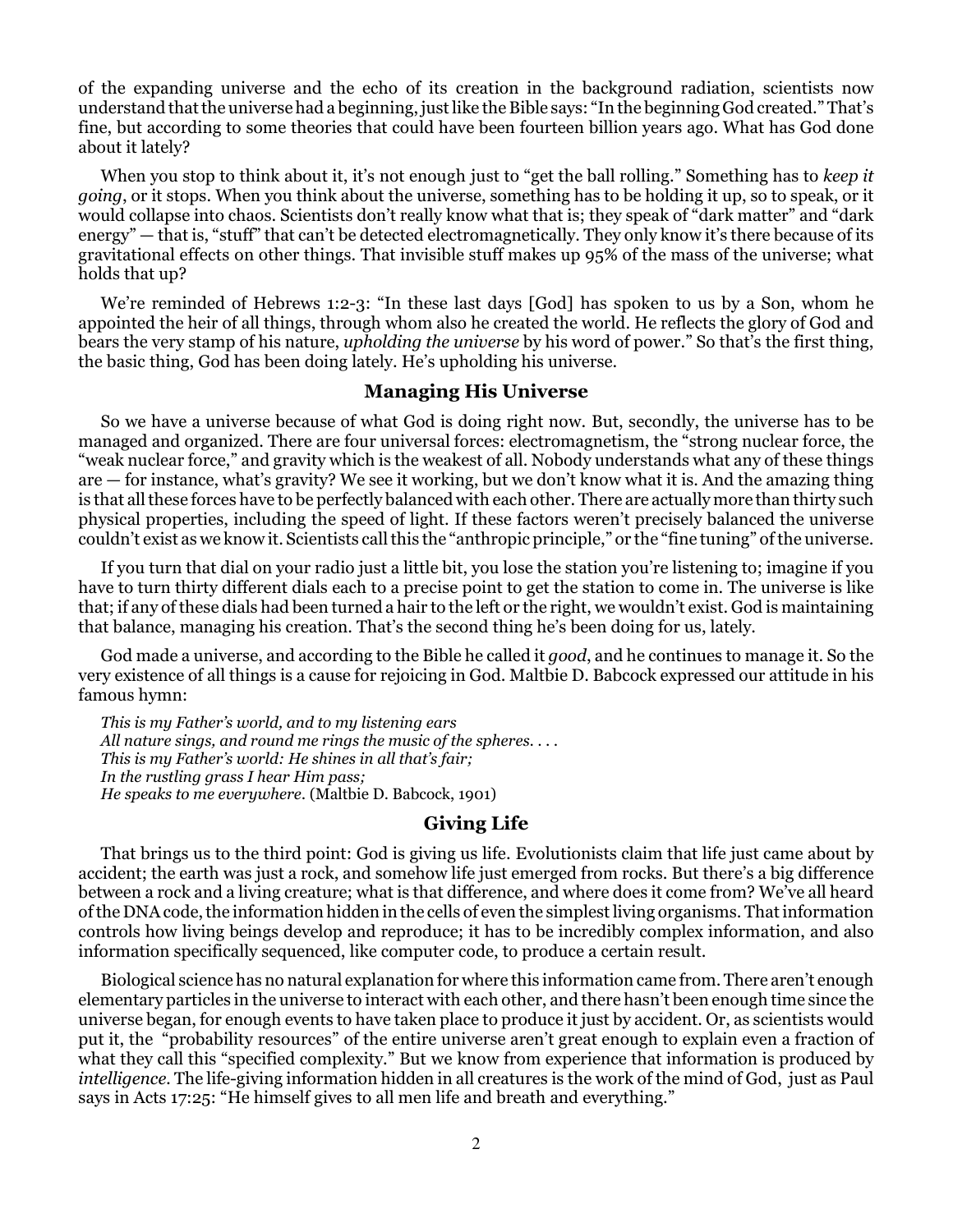of the expanding universe and the echo of its creation in the background radiation, scientists now understand that the universe had a beginning, just like the Bible says: "In the beginning God created." That's fine, but according to some theories that could have been fourteen billion years ago. What has God done about it lately?

When you stop to think about it, it's not enough just to "get the ball rolling." Something has to *keep it going*, or it stops. When you think about the universe, something has to be holding it up, so to speak, or it would collapse into chaos. Scientists don't really know what that is; they speak of "dark matter" and "dark energy" — that is, "stuff" that can't be detected electromagnetically. They only know it's there because of its gravitational effects on other things. That invisible stuff makes up 95% of the mass of the universe; what holds that up?

We're reminded of Hebrews 1:2-3: "In these last days [God] has spoken to us by a Son, whom he appointed the heir of all things, through whom also he created the world. He reflects the glory of God and bears the very stamp of his nature, *upholding the universe* by his word of power." So that's the first thing, the basic thing, God has been doing lately. He's upholding his universe.

## Managing His Universe

So we have a universe because of what God is doing right now. But, secondly, the universe has to be managed and organized. There are four universal forces: electromagnetism, the "strong nuclear force, the "weak nuclear force," and gravity which is the weakest of all. Nobody understands what any of these things are — for instance, what's gravity? We see it working, but we don't know what it is. And the amazing thing is that all these forces have to be perfectly balanced with each other. There are actually more than thirty such physical properties, including the speed of light. If these factors weren't precisely balanced the universe couldn't exist as we know it. Scientists call this the "anthropic principle," or the "fine tuning" of the universe.

If you turn that dial on your radio just a little bit, you lose the station you're listening to; imagine if you have to turn thirty different dials each to a precise point to get the station to come in. The universe is like that; if any of these dials had been turned a hair to the left or the right, we wouldn't exist. God is maintaining that balance, managing his creation. That's the second thing he's been doing for us, lately.

God made a universe, and according to the Bible he called it *good*, and he continues to manage it. So the very existence of all things is a cause for rejoicing in God. Maltbie D. Babcock expressed our attitude in his famous hymn:

*This is my Father's world, and to my listening ears*
*All nature sings, and round me rings the music of the spheres. . . .*
*This is my Father's world: He shines in all that's fair;*
*In the rustling grass I hear Him pass;*
*He speaks to me everywhere.* (Maltbie D. Babcock, 1901)

## Giving Life

That brings us to the third point: God is giving us life. Evolutionists claim that life just came about by accident; the earth was just a rock, and somehow life just emerged from rocks. But there's a big difference between a rock and a living creature; what is that difference, and where does it come from? We've all heard of the DNA code, the information hidden in the cells of even the simplest living organisms. That information controls how living beings develop and reproduce; it has to be incredibly complex information, and also information specifically sequenced, like computer code, to produce a certain result.

Biological science has no natural explanation for where this information came from. There aren't enough elementary particles in the universe to interact with each other, and there hasn't been enough time since the universe began, for enough events to have taken place to produce it just by accident. Or, as scientists would put it, the "probability resources" of the entire universe aren't great enough to explain even a fraction of what they call this "specified complexity." But we know from experience that information is produced by *intelligence*. The life-giving information hidden in all creatures is the work of the mind of God, just as Paul says in Acts 17:25: "He himself gives to all men life and breath and everything."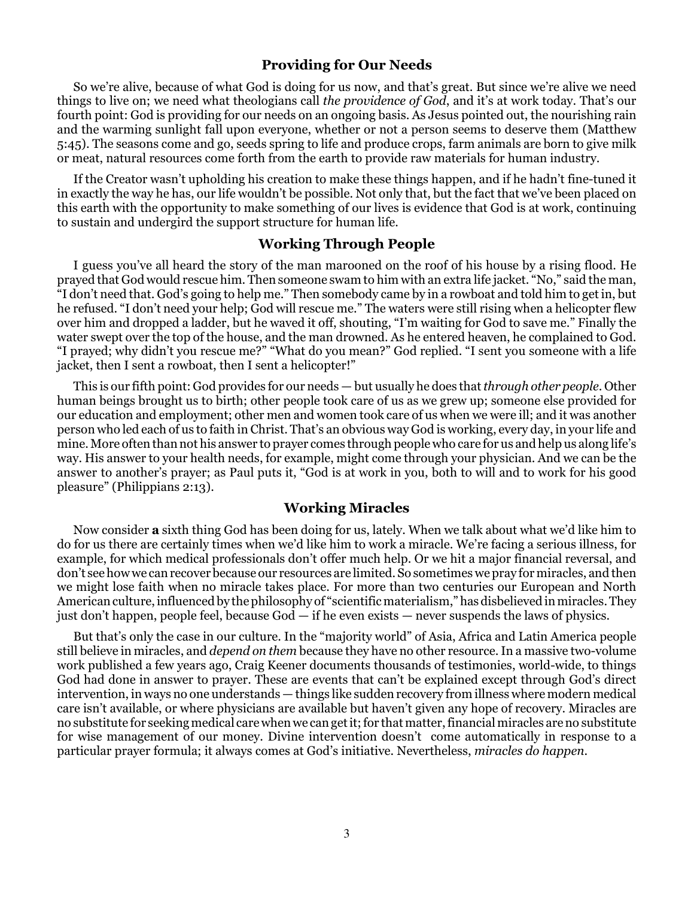## Providing for Our Needs

So we're alive, because of what God is doing for us now, and that's great. But since we're alive we need things to live on; we need what theologians call *the providence of God*, and it's at work today. That's our fourth point: God is providing for our needs on an ongoing basis. As Jesus pointed out, the nourishing rain and the warming sunlight fall upon everyone, whether or not a person seems to deserve them (Matthew 5:45). The seasons come and go, seeds spring to life and produce crops, farm animals are born to give milk or meat, natural resources come forth from the earth to provide raw materials for human industry.

If the Creator wasn't upholding his creation to make these things happen, and if he hadn't fine-tuned it in exactly the way he has, our life wouldn't be possible. Not only that, but the fact that we've been placed on this earth with the opportunity to make something of our lives is evidence that God is at work, continuing to sustain and undergird the support structure for human life.

## Working Through People

I guess you've all heard the story of the man marooned on the roof of his house by a rising flood. He prayed that God would rescue him. Then someone swam to him with an extra life jacket. "No," said the man, "I don't need that. God's going to help me." Then somebody came by in a rowboat and told him to get in, but he refused. "I don't need your help; God will rescue me." The waters were still rising when a helicopter flew over him and dropped a ladder, but he waved it off, shouting, "I'm waiting for God to save me." Finally the water swept over the top of the house, and the man drowned. As he entered heaven, he complained to God. "I prayed; why didn't you rescue me?" "What do you mean?" God replied. "I sent you someone with a life jacket, then I sent a rowboat, then I sent a helicopter!"

This is our fifth point: God provides for our needs — but usually he does that *through other people*. Other human beings brought us to birth; other people took care of us as we grew up; someone else provided for our education and employment; other men and women took care of us when we were ill; and it was another person who led each of us to faith in Christ. That's an obvious way God is working, every day, in your life and mine. More often than not his answer to prayer comes through people who care for us and help us along life's way. His answer to your health needs, for example, might come through your physician. And we can be the answer to another's prayer; as Paul puts it, "God is at work in you, both to will and to work for his good pleasure" (Philippians 2:13).

## Working Miracles

Now consider **a** sixth thing God has been doing for us, lately. When we talk about what we'd like him to do for us there are certainly times when we'd like him to work a miracle. We're facing a serious illness, for example, for which medical professionals don't offer much help. Or we hit a major financial reversal, and don't see how we can recover because our resources are limited. So sometimes we pray for miracles, and then we might lose faith when no miracle takes place. For more than two centuries our European and North American culture, influenced by the philosophy of "scientific materialism," has disbelieved in miracles. They just don't happen, people feel, because God — if he even exists — never suspends the laws of physics.

But that's only the case in our culture. In the "majority world" of Asia, Africa and Latin America people still believe in miracles, and *depend on them* because they have no other resource. In a massive two-volume work published a few years ago, Craig Keener documents thousands of testimonies, world-wide, to things God had done in answer to prayer. These are events that can't be explained except through God's direct intervention, in ways no one understands — things like sudden recovery from illness where modern medical care isn't available, or where physicians are available but haven't given any hope of recovery. Miracles are no substitute for seeking medical care when we can get it; for that matter, financial miracles are no substitute for wise management of our money. Divine intervention doesn't come automatically in response to a particular prayer formula; it always comes at God's initiative. Nevertheless, *miracles do happen.*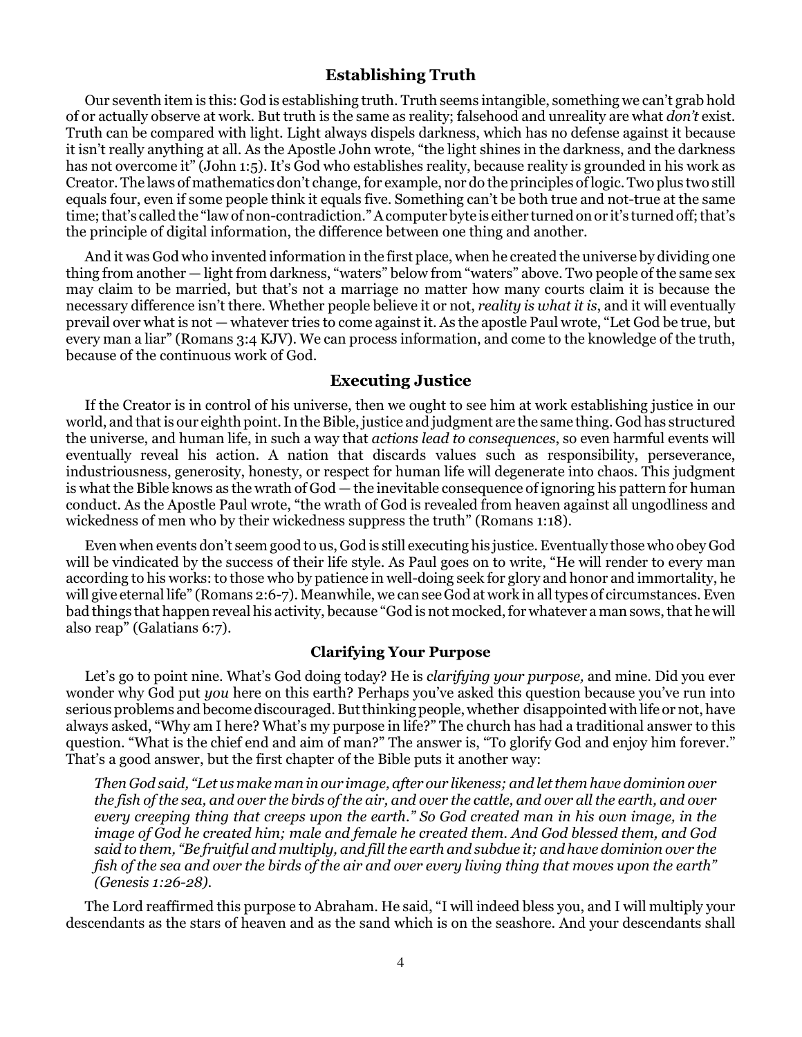## Establishing Truth

Our seventh item is this: God is establishing truth. Truth seems intangible, something we can't grab hold of or actually observe at work. But truth is the same as reality; falsehood and unreality are what *don't* exist. Truth can be compared with light. Light always dispels darkness, which has no defense against it because it isn't really anything at all. As the Apostle John wrote, "the light shines in the darkness, and the darkness has not overcome it" (John 1:5). It's God who establishes reality, because reality is grounded in his work as Creator. The laws of mathematics don't change, for example, nor do the principles of logic. Two plus two still equals four, even if some people think it equals five. Something can't be both true and not-true at the same time; that's called the "law of non-contradiction." A computer byte is either turned on or it's turned off; that's the principle of digital information, the difference between one thing and another.

And it was God who invented information in the first place, when he created the universe by dividing one thing from another — light from darkness, "waters" below from "waters" above. Two people of the same sex may claim to be married, but that's not a marriage no matter how many courts claim it is because the necessary difference isn't there. Whether people believe it or not, *reality is what it is*, and it will eventually prevail over what is not — whatever tries to come against it. As the apostle Paul wrote, "Let God be true, but every man a liar" (Romans 3:4 KJV). We can process information, and come to the knowledge of the truth, because of the continuous work of God.

## Executing Justice

If the Creator is in control of his universe, then we ought to see him at work establishing justice in our world, and that is our eighth point. In the Bible, justice and judgment are the same thing. God has structured the universe, and human life, in such a way that *actions lead to consequences*, so even harmful events will eventually reveal his action. A nation that discards values such as responsibility, perseverance, industriousness, generosity, honesty, or respect for human life will degenerate into chaos. This judgment is what the Bible knows as the wrath of God — the inevitable consequence of ignoring his pattern for human conduct. As the Apostle Paul wrote, "the wrath of God is revealed from heaven against all ungodliness and wickedness of men who by their wickedness suppress the truth" (Romans 1:18).

Even when events don't seem good to us, God is still executing his justice. Eventually those who obey God will be vindicated by the success of their life style. As Paul goes on to write, "He will render to every man according to his works: to those who by patience in well-doing seek for glory and honor and immortality, he will give eternal life" (Romans 2:6-7). Meanwhile, we can see God at work in all types of circumstances. Even bad things that happen reveal his activity, because "God is not mocked, for whatever a man sows, that he will also reap" (Galatians 6:7).

## Clarifying Your Purpose

Let's go to point nine. What's God doing today? He is *clarifying your purpose,* and mine. Did you ever wonder why God put *you* here on this earth? Perhaps you've asked this question because you've run into serious problems and become discouraged. But thinking people, whether disappointed with life or not, have always asked, "Why am I here? What's my purpose in life?" The church has had a traditional answer to this question. "What is the chief end and aim of man?" The answer is, "To glorify God and enjoy him forever." That's a good answer, but the first chapter of the Bible puts it another way:

> *Then God said, "Let us make man in our image, after our likeness; and let them have dominion over the fish of the sea, and over the birds of the air, and over the cattle, and over all the earth, and over every creeping thing that creeps upon the earth." So God created man in his own image, in the image of God he created him; male and female he created them. And God blessed them, and God said to them, "Be fruitful and multiply, and fill the earth and subdue it; and have dominion over the fish of the sea and over the birds of the air and over every living thing that moves upon the earth" (Genesis 1:26-28).*

The Lord reaffirmed this purpose to Abraham. He said, "I will indeed bless you, and I will multiply your descendants as the stars of heaven and as the sand which is on the seashore. And your descendants shall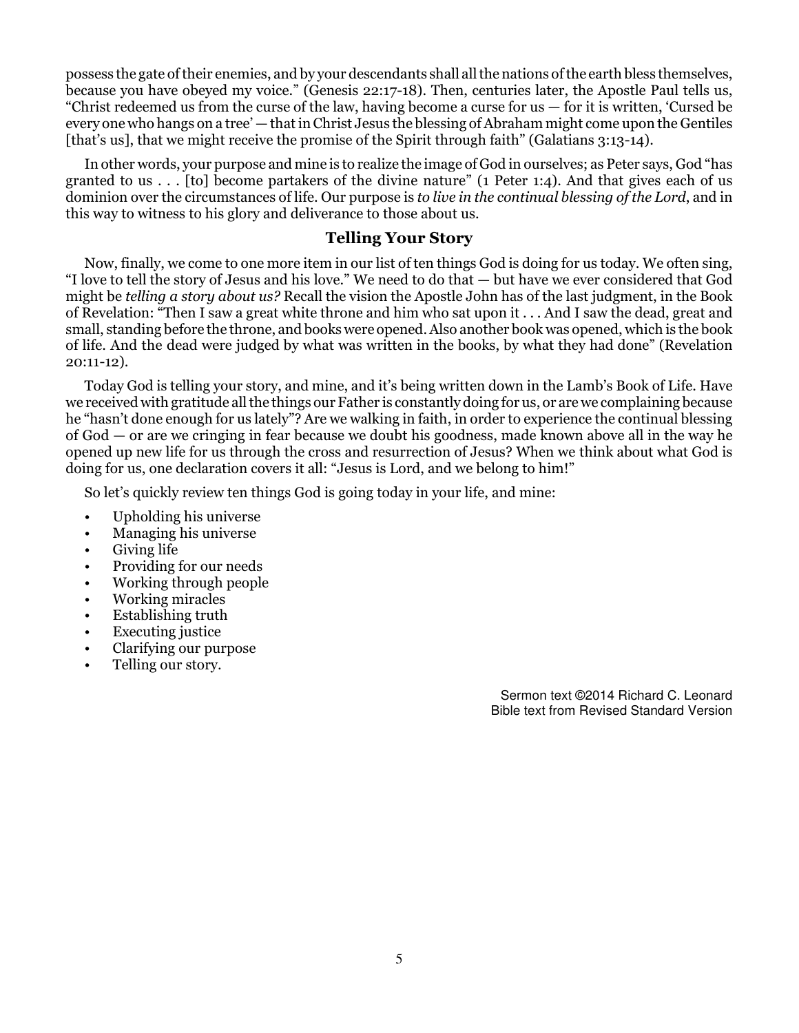possess the gate of their enemies, and by your descendants shall all the nations of the earth bless themselves, because you have obeyed my voice." (Genesis 22:17-18). Then, centuries later, the Apostle Paul tells us, "Christ redeemed us from the curse of the law, having become a curse for us — for it is written, 'Cursed be every one who hangs on a tree' — that in Christ Jesus the blessing of Abraham might come upon the Gentiles [that's us], that we might receive the promise of the Spirit through faith" (Galatians 3:13-14).

In other words, your purpose and mine is to realize the image of God in ourselves; as Peter says, God "has granted to us . . . [to] become partakers of the divine nature" (1 Peter 1:4). And that gives each of us dominion over the circumstances of life. Our purpose is *to live in the continual blessing of the Lord*, and in this way to witness to his glory and deliverance to those about us.

### Telling Your Story

Now, finally, we come to one more item in our list of ten things God is doing for us today. We often sing, "I love to tell the story of Jesus and his love." We need to do that — but have we ever considered that God might be *telling a story about us?* Recall the vision the Apostle John has of the last judgment, in the Book of Revelation: "Then I saw a great white throne and him who sat upon it . . . And I saw the dead, great and small, standing before the throne, and books were opened. Also another book was opened, which is the book of life. And the dead were judged by what was written in the books, by what they had done" (Revelation 20:11-12).

Today God is telling your story, and mine, and it's being written down in the Lamb's Book of Life. Have we received with gratitude all the things our Father is constantly doing for us, or are we complaining because he "hasn't done enough for us lately"? Are we walking in faith, in order to experience the continual blessing of God — or are we cringing in fear because we doubt his goodness, made known above all in the way he opened up new life for us through the cross and resurrection of Jesus? When we think about what God is doing for us, one declaration covers it all: "Jesus is Lord, and we belong to him!"

So let's quickly review ten things God is going today in your life, and mine:

- Upholding his universe
- Managing his universe
- Giving life
- Providing for our needs
- Working through people
- Working miracles
- Establishing truth
- Executing justice
- Clarifying our purpose
- Telling our story.

Sermon text ©2014 Richard C. Leonard
Bible text from Revised Standard Version